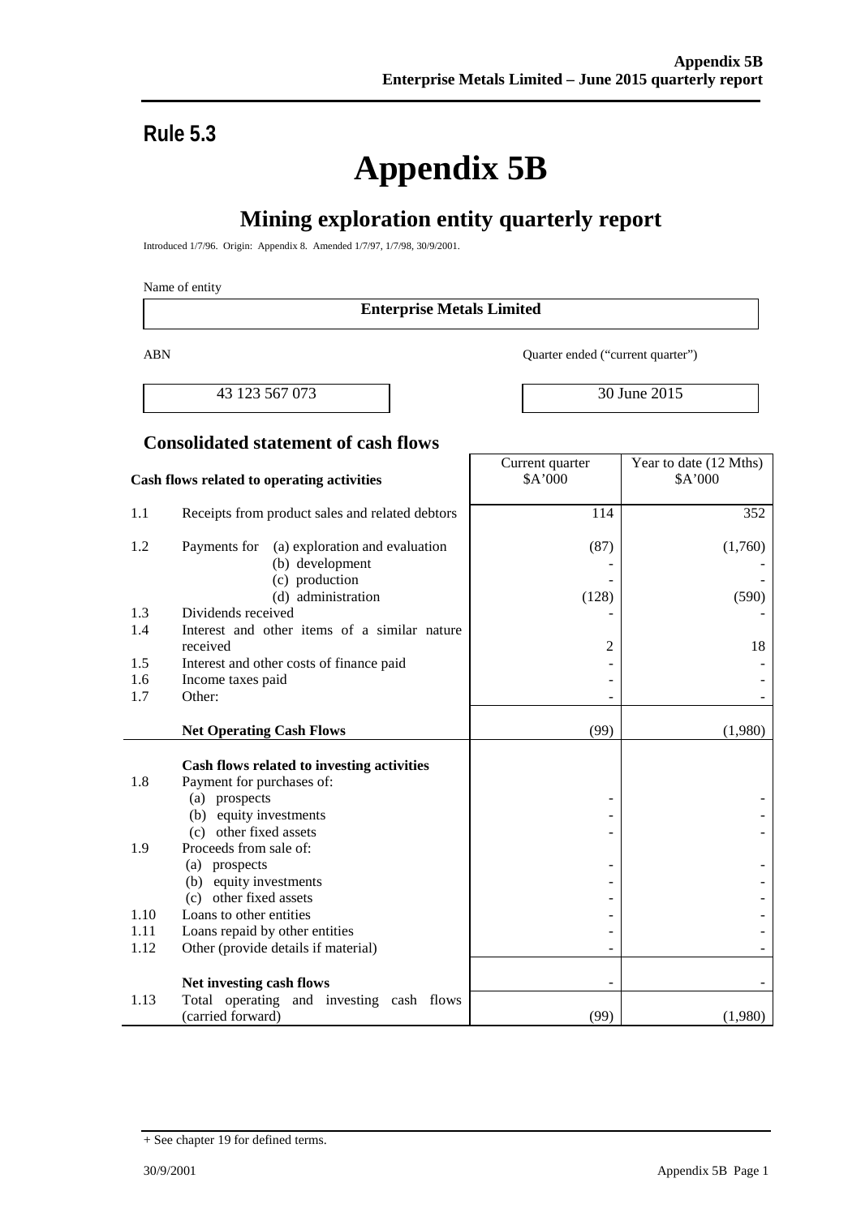## Rule 5.3

# Appendix 5B

## Mining exploration entity quarterly report

Introduced 1/7/96. Origin: Appendix 8. Amended 1/7/97, 1/7/98, 30/9/2001.

Name of entity

**Enterprise Metals Limited**

| ABN | Quarter ended ("current quarter") |
|---|---|
| 43 123 567 073 | 30 June 2015 |

### Consolidated statement of cash flows

| | Cash flows related to operating activities | Current quarter $A'000 | Year to date (12 Mths) $A'000 |
|---|---|---|---|
| 1.1 | Receipts from product sales and related debtors | 114 | 352 |
| 1.2 | Payments for (a) exploration and evaluation | (87) | (1,760) |
| | (b) development | - | - |
| | (c) production | - | - |
| | (d) administration | (128) | (590) |
| 1.3 | Dividends received | - | - |
| 1.4 | Interest and other items of a similar nature received | 2 | 18 |
| 1.5 | Interest and other costs of finance paid | - | - |
| 1.6 | Income taxes paid | - | - |
| 1.7 | Other: | - | - |
| | **Net Operating Cash Flows** | (99) | (1,980) |
| | **Cash flows related to investing activities** | | |
| 1.8 | Payment for purchases of: | | |
| | (a) prospects | - | - |
| | (b) equity investments | - | - |
| | (c) other fixed assets | - | - |
| 1.9 | Proceeds from sale of: | | |
| | (a) prospects | - | - |
| | (b) equity investments | - | - |
| | (c) other fixed assets | - | - |
| 1.10 | Loans to other entities | - | - |
| 1.11 | Loans repaid by other entities | - | - |
| 1.12 | Other (provide details if material) | - | - |
| | **Net investing cash flows** | - | - |
| 1.13 | Total operating and investing cash flows (carried forward) | (99) | (1,980) |

+ See chapter 19 for defined terms.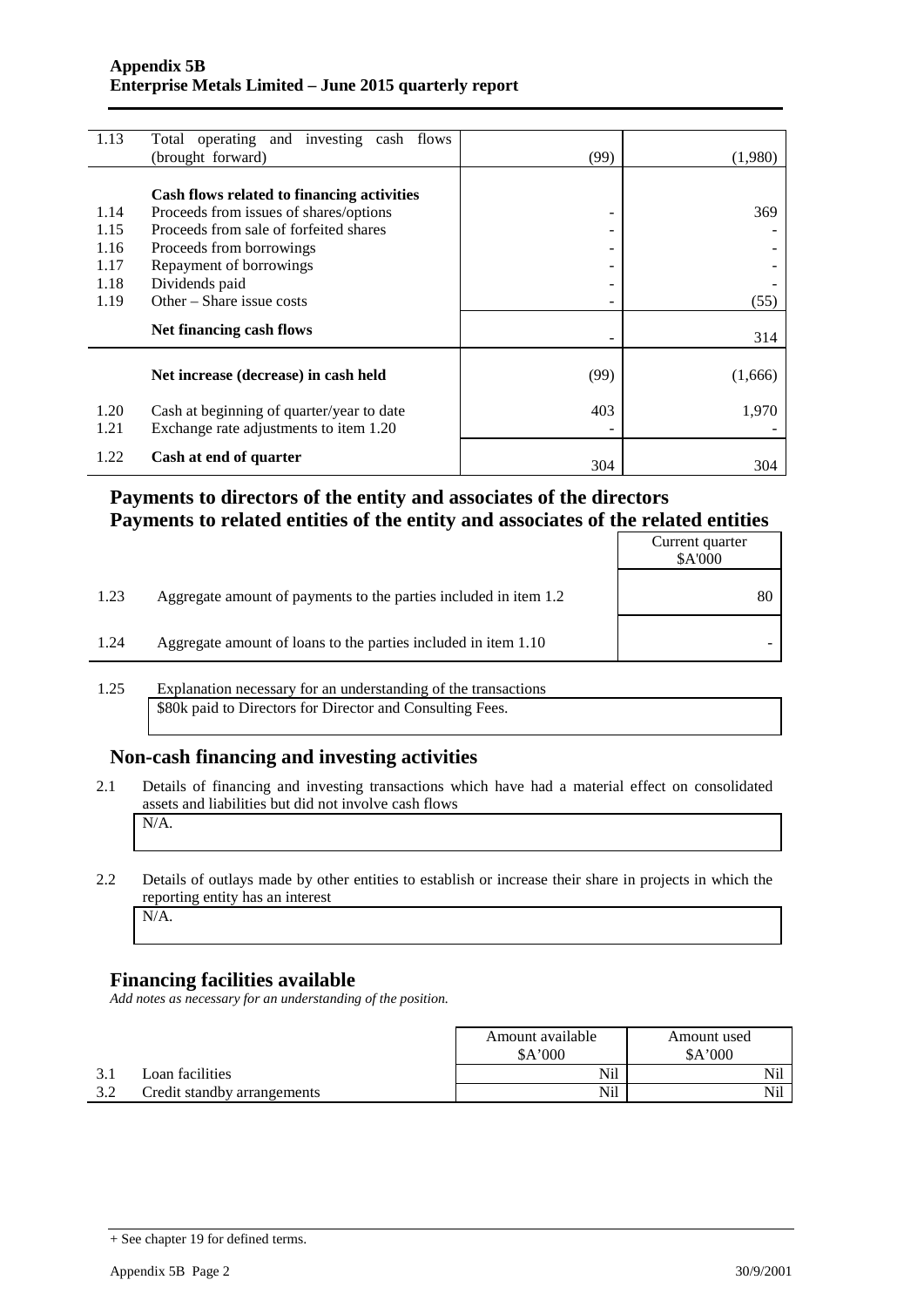| | | | |
|---|---|---|---|
| 1.13 | Total operating and investing cash flows (brought forward) | (99) | (1,980) |
| | **Cash flows related to financing activities** | | |
| 1.14 | Proceeds from issues of shares/options | - | 369 |
| 1.15 | Proceeds from sale of forfeited shares | - | - |
| 1.16 | Proceeds from borrowings | - | - |
| 1.17 | Repayment of borrowings | - | - |
| 1.18 | Dividends paid | - | - |
| 1.19 | Other – Share issue costs | - | (55) |
| | **Net financing cash flows** | - | 314 |
| | **Net increase (decrease) in cash held** | (99) | (1,666) |
| 1.20 | Cash at beginning of quarter/year to date | 403 | 1,970 |
| 1.21 | Exchange rate adjustments to item 1.20 | - | - |
| 1.22 | **Cash at end of quarter** | 304 | 304 |

## Payments to directors of the entity and associates of the directors
## Payments to related entities of the entity and associates of the related entities

| | | Current quarter $A'000 |
|---|---|---|
| 1.23 | Aggregate amount of payments to the parties included in item 1.2 | 80 |
| 1.24 | Aggregate amount of loans to the parties included in item 1.10 | - |

1.25 Explanation necessary for an understanding of the transactions

$80k paid to Directors for Director and Consulting Fees.

## Non-cash financing and investing activities

2.1 Details of financing and investing transactions which have had a material effect on consolidated assets and liabilities but did not involve cash flows

N/A.

2.2 Details of outlays made by other entities to establish or increase their share in projects in which the reporting entity has an interest

N/A.

## Financing facilities available

*Add notes as necessary for an understanding of the position.*

| | | Amount available $A'000 | Amount used $A'000 |
|---|---|---|---|
| 3.1 | Loan facilities | Nil | Nil |
| 3.2 | Credit standby arrangements | Nil | Nil |

+ See chapter 19 for defined terms.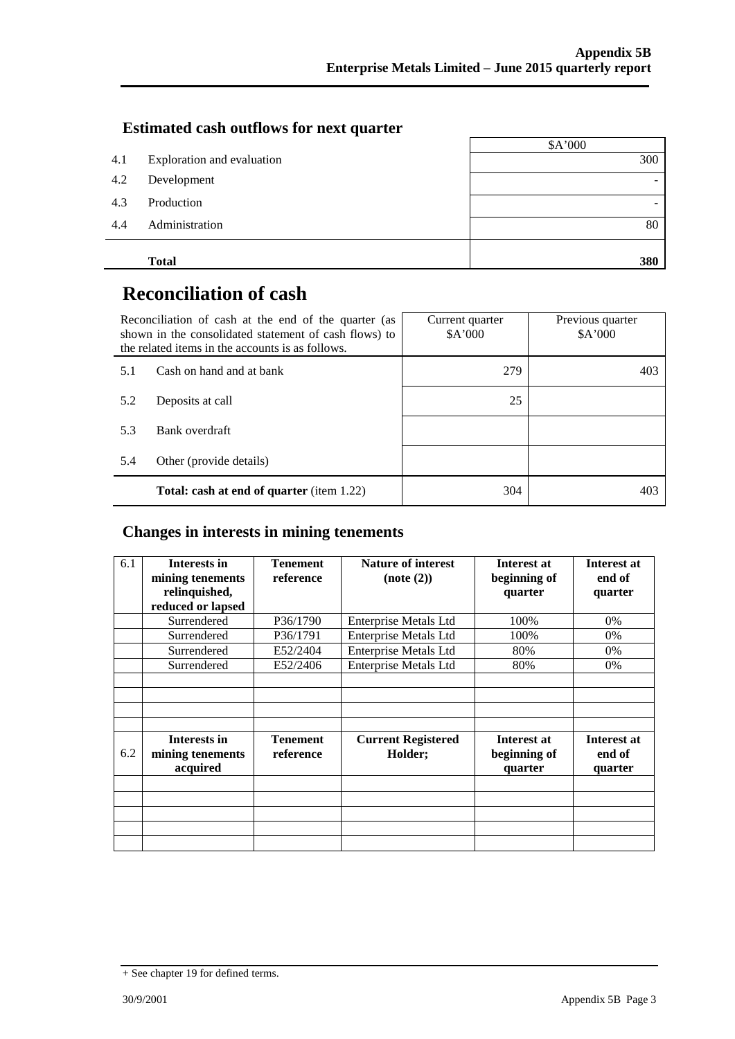## Estimated cash outflows for next quarter

| | | $A'000 |
|---|---|---|
| 4.1 | Exploration and evaluation | 300 |
| 4.2 | Development | - |
| 4.3 | Production | - |
| 4.4 | Administration | 80 |
| | **Total** | **380** |

# Reconciliation of cash

| Reconciliation of cash at the end of the quarter (as shown in the consolidated statement of cash flows) to the related items in the accounts is as follows. | | Current quarter $A'000 | Previous quarter $A'000 |
|---|---|---|---|
| 5.1 | Cash on hand and at bank | 279 | 403 |
| 5.2 | Deposits at call | 25 | |
| 5.3 | Bank overdraft | | |
| 5.4 | Other (provide details) | | |
| | **Total: cash at end of quarter** (item 1.22) | 304 | 403 |

## Changes in interests in mining tenements

| 6.1 | **Interests in mining tenements relinquished, reduced or lapsed** | **Tenement reference** | **Nature of interest (note (2))** | **Interest at beginning of quarter** | **Interest at end of quarter** |
|---|---|---|---|---|---|
| | Surrendered | P36/1790 | Enterprise Metals Ltd | 100% | 0% |
| | Surrendered | P36/1791 | Enterprise Metals Ltd | 100% | 0% |
| | Surrendered | E52/2404 | Enterprise Metals Ltd | 80% | 0% |
| | Surrendered | E52/2406 | Enterprise Metals Ltd | 80% | 0% |
| | | | | | |
| | | | | | |
| | | | | | |
| | | | | | |
| 6.2 | **Interests in mining tenements acquired** | **Tenement reference** | **Current Registered Holder;** | **Interest at beginning of quarter** | **Interest at end of quarter** |
| | | | | | |
| | | | | | |
| | | | | | |
| | | | | | |
| | | | | | |

+ See chapter 19 for defined terms.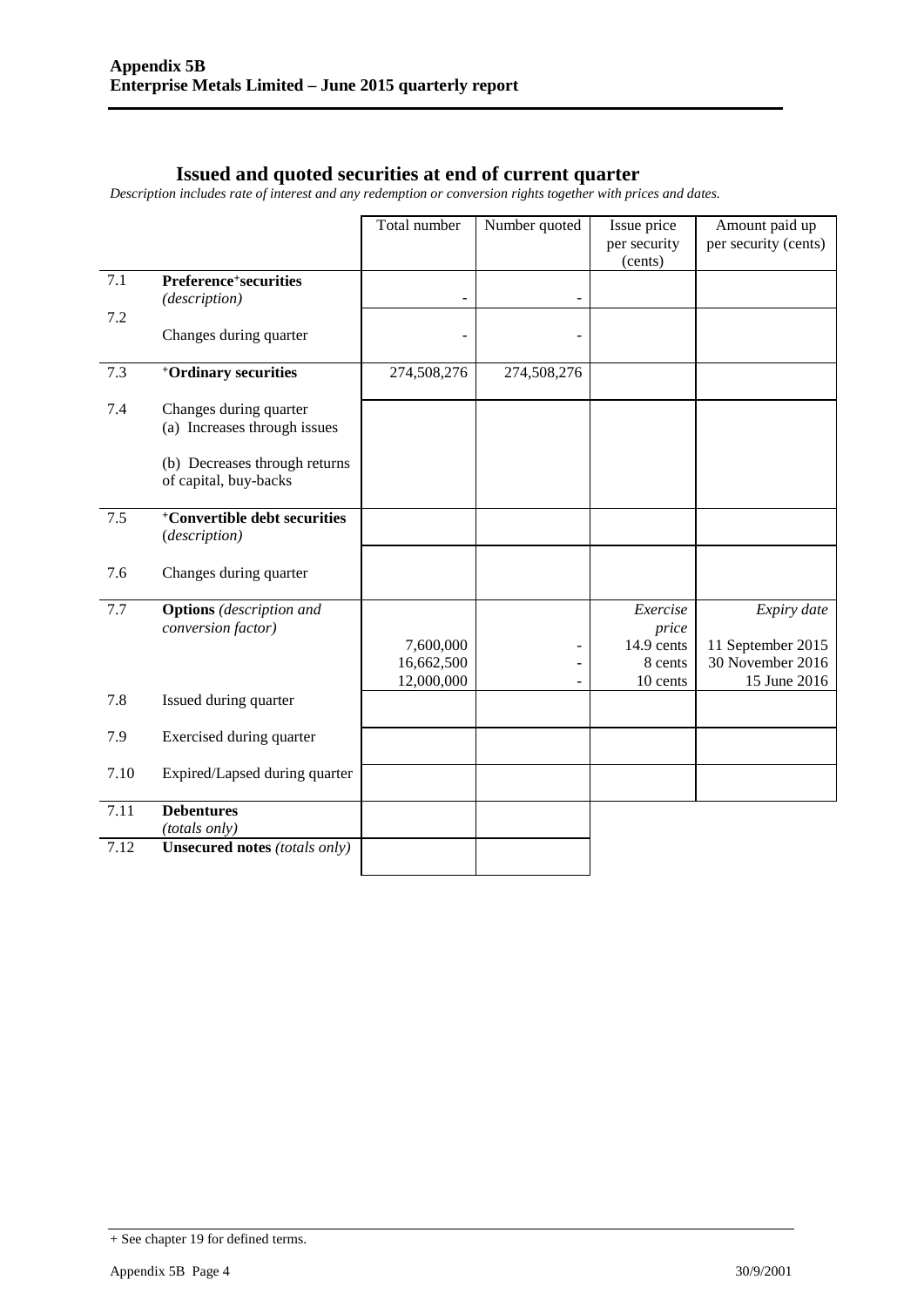## Issued and quoted securities at end of current quarter

*Description includes rate of interest and any redemption or conversion rights together with prices and dates.*

| | | Total number | Number quoted | Issue price per security (cents) | Amount paid up per security (cents) |
|---|---|---|---|---|---|
| 7.1 | **Preference⁺securities** *(description)* | - | - | | |
| 7.2 | Changes during quarter | - | - | | |
| 7.3 | **⁺Ordinary securities** | 274,508,276 | 274,508,276 | | |
| 7.4 | Changes during quarter (a) Increases through issues (b) Decreases through returns of capital, buy-backs | | | | |
| 7.5 | **⁺Convertible debt securities** *(description)* | | | | |
| 7.6 | Changes during quarter | | | | |
| 7.7 | **Options** *(description and conversion factor)* | | | *Exercise price* | *Expiry date* |
| | | 7,600,000 | - | 14.9 cents | 11 September 2015 |
| | | 16,662,500 | - | 8 cents | 30 November 2016 |
| | | 12,000,000 | - | 10 cents | 15 June 2016 |
| 7.8 | Issued during quarter | | | | |
| 7.9 | Exercised during quarter | | | | |
| 7.10 | Expired/Lapsed during quarter | | | | |
| 7.11 | **Debentures** *(totals only)* | | | | |
| 7.12 | **Unsecured notes** *(totals only)* | | | | |

+ See chapter 19 for defined terms.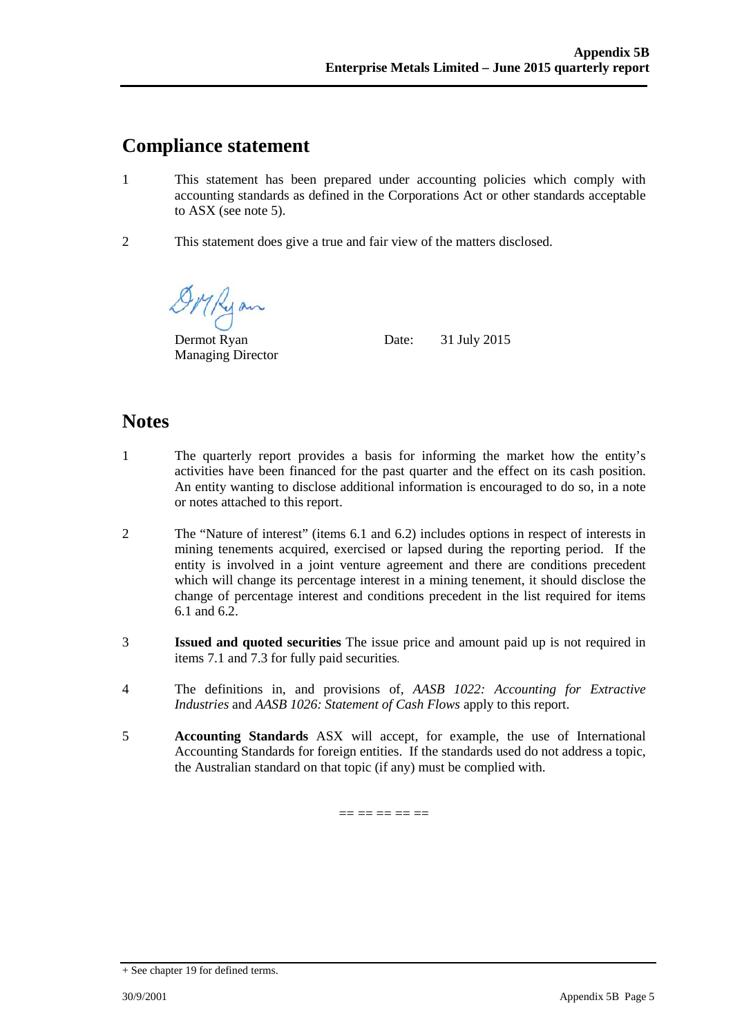## Compliance statement

1 This statement has been prepared under accounting policies which comply with accounting standards as defined in the Corporations Act or other standards acceptable to ASX (see note 5).

2 This statement does give a true and fair view of the matters disclosed.

Dermot Ryan
Managing Director

Date: 31 July 2015

## Notes

1 The quarterly report provides a basis for informing the market how the entity's activities have been financed for the past quarter and the effect on its cash position. An entity wanting to disclose additional information is encouraged to do so, in a note or notes attached to this report.

2 The "Nature of interest" (items 6.1 and 6.2) includes options in respect of interests in mining tenements acquired, exercised or lapsed during the reporting period. If the entity is involved in a joint venture agreement and there are conditions precedent which will change its percentage interest in a mining tenement, it should disclose the change of percentage interest and conditions precedent in the list required for items 6.1 and 6.2.

3 **Issued and quoted securities** The issue price and amount paid up is not required in items 7.1 and 7.3 for fully paid securities.

4 The definitions in, and provisions of, *AASB 1022: Accounting for Extractive Industries* and *AASB 1026: Statement of Cash Flows* apply to this report.

5 **Accounting Standards** ASX will accept, for example, the use of International Accounting Standards for foreign entities. If the standards used do not address a topic, the Australian standard on that topic (if any) must be complied with.

== == == == ==

+ See chapter 19 for defined terms.